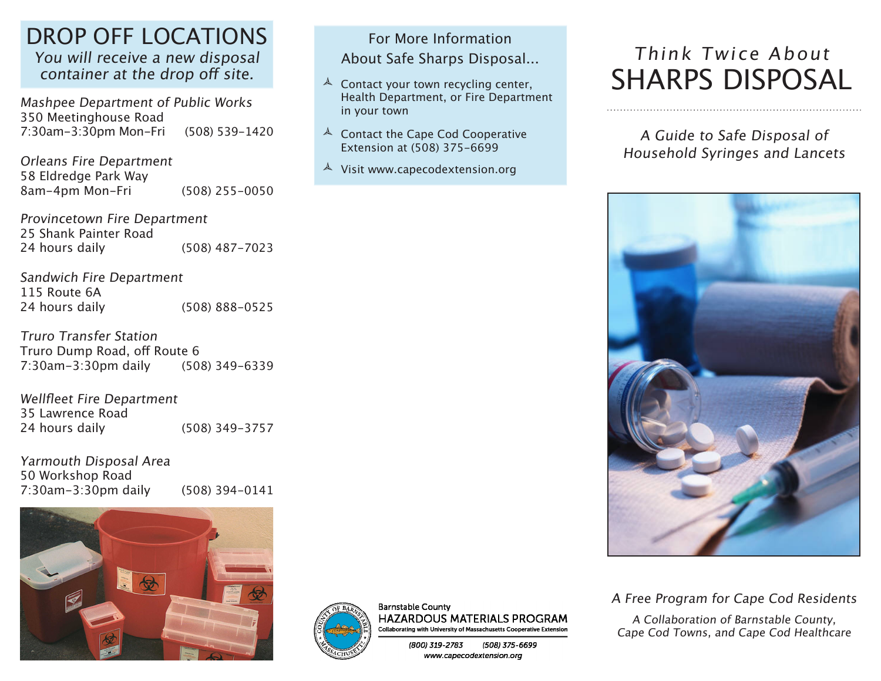# DROP OFF LOCATIONS

*You will receive a new disposal container at the drop off site.*

*Mashpee Department of Public Works*
350 Meetinghouse Road
7:30am–3:30pm Mon–Fri (508) 539-1420

*Orleans Fire Department*
58 Eldredge Park Way
8am–4pm Mon–Fri (508) 255-0050

*Provincetown Fire Department*
25 Shank Painter Road
24 hours daily (508) 487-7023

*Sandwich Fire Department*
115 Route 6A
24 hours daily (508) 888-0525

*Truro Transfer Station*
Truro Dump Road, off Route 6
7:30am–3:30pm daily (508) 349-6339

*Wellfleet Fire Department*
35 Lawrence Road
24 hours daily (508) 349-3757

*Yarmouth Disposal Area*
50 Workshop Road
7:30am–3:30pm daily (508) 394-0141

## For More Information About Safe Sharps Disposal...

- Contact your town recycling center, Health Department, or Fire Department in your town
- Contact the Cape Cod Cooperative Extension at (508) 375-6699
- Visit www.capecodextension.org

Barnstable County
HAZARDOUS MATERIALS PROGRAM
Collaborating with University of Massachusetts Cooperative Extension
*(800) 319-2783 (508) 375-6699*
*www.capecodextension.org*

# *Think Twice About* SHARPS DISPOSAL

*A Guide to Safe Disposal of Household Syringes and Lancets*

*A Free Program for Cape Cod Residents*

*A Collaboration of Barnstable County, Cape Cod Towns, and Cape Cod Healthcare*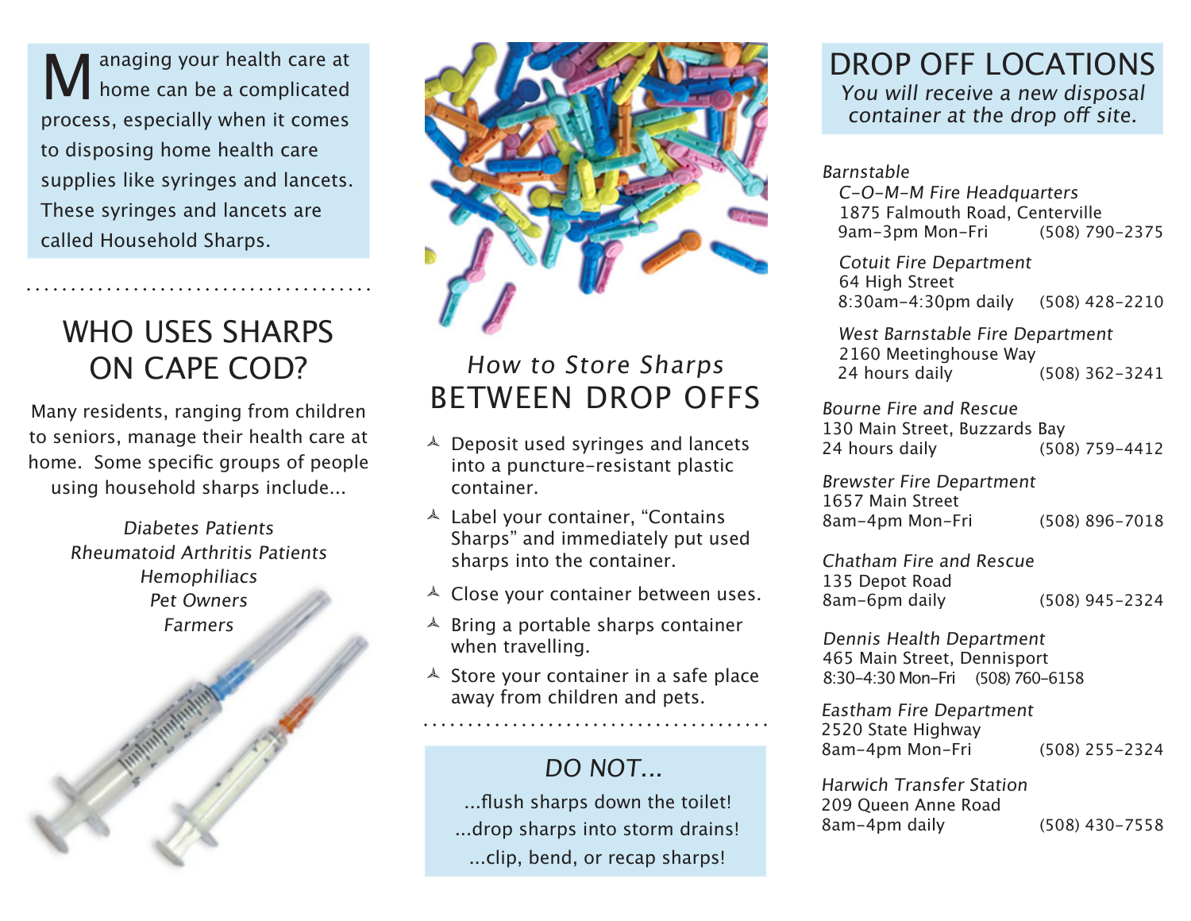Managing your health care at home can be a complicated process, especially when it comes to disposing home health care supplies like syringes and lancets. These syringes and lancets are called Household Sharps.

## WHO USES SHARPS ON CAPE COD?

Many residents, ranging from children to seniors, manage their health care at home. Some specific groups of people using household sharps include...

*Diabetes Patients*
*Rheumatoid Arthritis Patients*
*Hemophiliacs*
*Pet Owners*
*Farmers*

## *How to Store Sharps* BETWEEN DROP OFFS

- Deposit used syringes and lancets into a puncture-resistant plastic container.
- Label your container, "Contains Sharps" and immediately put used sharps into the container.
- Close your container between uses.
- Bring a portable sharps container when travelling.
- Store your container in a safe place away from children and pets.

### *DO NOT...*

...flush sharps down the toilet!
...drop sharps into storm drains!
...clip, bend, or recap sharps!

## DROP OFF LOCATIONS

*You will receive a new disposal container at the drop off site.*

*Barnstable*

*C-O-M-M Fire Headquarters*
1875 Falmouth Road, Centerville
9am-3pm Mon-Fri (508) 790-2375

*Cotuit Fire Department*
64 High Street
8:30am-4:30pm daily (508) 428-2210

*West Barnstable Fire Department*
2160 Meetinghouse Way
24 hours daily (508) 362-3241

*Bourne Fire and Rescue*
130 Main Street, Buzzards Bay
24 hours daily (508) 759-4412

*Brewster Fire Department*
1657 Main Street
8am-4pm Mon-Fri (508) 896-7018

*Chatham Fire and Rescue*
135 Depot Road
8am-6pm daily (508) 945-2324

*Dennis Health Department*
465 Main Street, Dennisport
8:30-4:30 Mon-Fri (508) 760-6158

*Eastham Fire Department*
2520 State Highway
8am-4pm Mon-Fri (508) 255-2324

*Harwich Transfer Station*
209 Queen Anne Road
8am-4pm daily (508) 430-7558